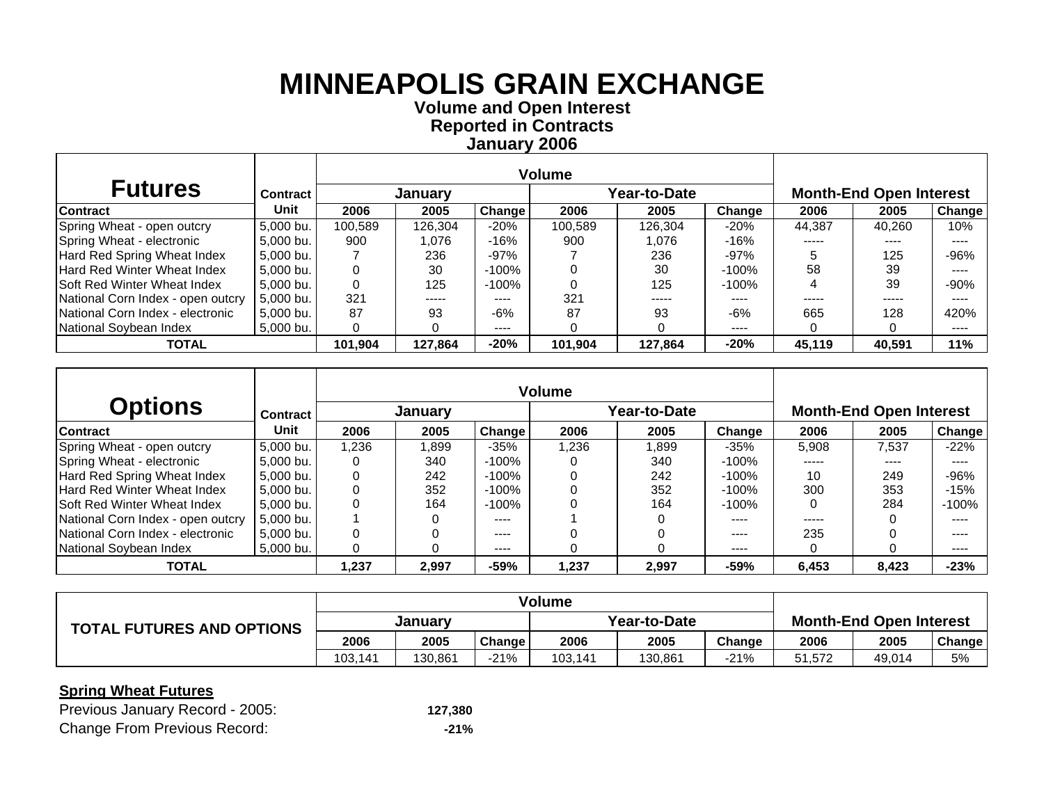# MINNEAPOLIS GRAIN EXCHANGE

**Volume and Open Interest**
**Reported in Contracts**
**January 2006**

| Futures | Contract | Volume | | | | | | Month-End Open Interest | | |
|---|---|---|---|---|---|---|---|---|---|---|
| | | January | | | Year-to-Date | | | | | |
| Contract | Unit | 2006 | 2005 | Change | 2006 | 2005 | Change | 2006 | 2005 | Change |
| Spring Wheat - open outcry | 5,000 bu. | 100,589 | 126,304 | -20% | 100,589 | 126,304 | -20% | 44,387 | 40,260 | 10% |
| Spring Wheat - electronic | 5,000 bu. | 900 | 1,076 | -16% | 900 | 1,076 | -16% | ----- | ---- | ---- |
| Hard Red Spring Wheat Index | 5,000 bu. | 7 | 236 | -97% | 7 | 236 | -97% | 5 | 125 | -96% |
| Hard Red Winter Wheat Index | 5,000 bu. | 0 | 30 | -100% | 0 | 30 | -100% | 58 | 39 | ---- |
| Soft Red Winter Wheat Index | 5,000 bu. | 0 | 125 | -100% | 0 | 125 | -100% | 4 | 39 | -90% |
| National Corn Index - open outcry | 5,000 bu. | 321 | ----- | ---- | 321 | ----- | ---- | ----- | ----- | ---- |
| National Corn Index - electronic | 5,000 bu. | 87 | 93 | -6% | 87 | 93 | -6% | 665 | 128 | 420% |
| National Soybean Index | 5,000 bu. | 0 | 0 | ---- | 0 | 0 | ---- | 0 | 0 | ---- |
| **TOTAL** | | **101,904** | **127,864** | **-20%** | **101,904** | **127,864** | **-20%** | **45,119** | **40,591** | **11%** |

| Options | Contract | Volume | | | | | | Month-End Open Interest | | |
|---|---|---|---|---|---|---|---|---|---|---|
| | | January | | | Year-to-Date | | | | | |
| Contract | Unit | 2006 | 2005 | Change | 2006 | 2005 | Change | 2006 | 2005 | Change |
| Spring Wheat - open outcry | 5,000 bu. | 1,236 | 1,899 | -35% | 1,236 | 1,899 | -35% | 5,908 | 7,537 | -22% |
| Spring Wheat - electronic | 5,000 bu. | 0 | 340 | -100% | 0 | 340 | -100% | ----- | ---- | ---- |
| Hard Red Spring Wheat Index | 5,000 bu. | 0 | 242 | -100% | 0 | 242 | -100% | 10 | 249 | -96% |
| Hard Red Winter Wheat Index | 5,000 bu. | 0 | 352 | -100% | 0 | 352 | -100% | 300 | 353 | -15% |
| Soft Red Winter Wheat Index | 5,000 bu. | 0 | 164 | -100% | 0 | 164 | -100% | 0 | 284 | -100% |
| National Corn Index - open outcry | 5,000 bu. | 1 | 0 | ---- | 1 | 0 | ---- | ----- | 0 | ---- |
| National Corn Index - electronic | 5,000 bu. | 0 | 0 | ---- | 0 | 0 | ---- | 235 | 0 | ---- |
| National Soybean Index | 5,000 bu. | 0 | 0 | ---- | 0 | 0 | ---- | 0 | 0 | ---- |
| **TOTAL** | | **1,237** | **2,997** | **-59%** | **1,237** | **2,997** | **-59%** | **6,453** | **8,423** | **-23%** |

| TOTAL FUTURES AND OPTIONS | Volume | | | | | | Month-End Open Interest | | |
|---|---|---|---|---|---|---|---|---|---|
| | January | | | Year-to-Date | | | | | |
| | 2006 | 2005 | Change | 2006 | 2005 | Change | 2006 | 2005 | Change |
| | 103,141 | 130,861 | -21% | 103,141 | 130,861 | -21% | 51,572 | 49,014 | 5% |

**Spring Wheat Futures**

Previous January Record - 2005: **127,380**

Change From Previous Record: **-21%**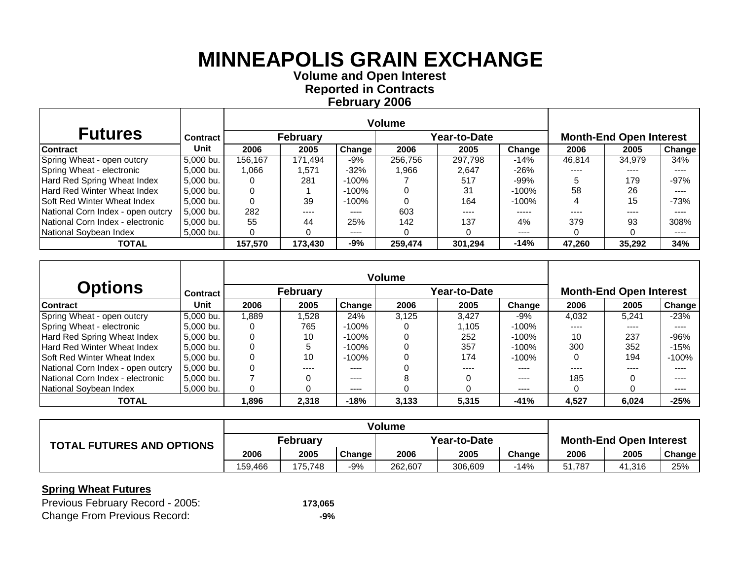# MINNEAPOLIS GRAIN EXCHANGE

**Volume and Open Interest**
**Reported in Contracts**
**February 2006**

| Futures | Contract | Volume | | | | | | Month-End Open Interest | | |
|---|---|---|---|---|---|---|---|---|---|---|
| | | February | | | Year-to-Date | | | | | |
| **Contract** | **Unit** | **2006** | **2005** | **Change** | **2006** | **2005** | **Change** | **2006** | **2005** | **Change** |
| Spring Wheat - open outcry | 5,000 bu. | 156,167 | 171,494 | -9% | 256,756 | 297,798 | -14% | 46,814 | 34,979 | 34% |
| Spring Wheat - electronic | 5,000 bu. | 1,066 | 1,571 | -32% | 1,966 | 2,647 | -26% | ---- | ---- | ---- |
| Hard Red Spring Wheat Index | 5,000 bu. | 0 | 281 | -100% | 7 | 517 | -99% | 5 | 179 | -97% |
| Hard Red Winter Wheat Index | 5,000 bu. | 0 | 1 | -100% | 0 | 31 | -100% | 58 | 26 | ---- |
| Soft Red Winter Wheat Index | 5,000 bu. | 0 | 39 | -100% | 0 | 164 | -100% | 4 | 15 | -73% |
| National Corn Index - open outcry | 5,000 bu. | 282 | ---- | ---- | 603 | ---- | ----- | ---- | ---- | ---- |
| National Corn Index - electronic | 5,000 bu. | 55 | 44 | 25% | 142 | 137 | 4% | 379 | 93 | 308% |
| National Soybean Index | 5,000 bu. | 0 | 0 | ---- | 0 | 0 | ---- | 0 | 0 | ---- |
| **TOTAL** | | **157,570** | **173,430** | **-9%** | **259,474** | **301,294** | **-14%** | **47,260** | **35,292** | **34%** |

| Options | Contract | Volume | | | | | | Month-End Open Interest | | |
|---|---|---|---|---|---|---|---|---|---|---|
| | | February | | | Year-to-Date | | | | | |
| **Contract** | **Unit** | **2006** | **2005** | **Change** | **2006** | **2005** | **Change** | **2006** | **2005** | **Change** |
| Spring Wheat - open outcry | 5,000 bu. | 1,889 | 1,528 | 24% | 3,125 | 3,427 | -9% | 4,032 | 5,241 | -23% |
| Spring Wheat - electronic | 5,000 bu. | 0 | 765 | -100% | 0 | 1,105 | -100% | ---- | ---- | ---- |
| Hard Red Spring Wheat Index | 5,000 bu. | 0 | 10 | -100% | 0 | 252 | -100% | 10 | 237 | -96% |
| Hard Red Winter Wheat Index | 5,000 bu. | 0 | 5 | -100% | 0 | 357 | -100% | 300 | 352 | -15% |
| Soft Red Winter Wheat Index | 5,000 bu. | 0 | 10 | -100% | 0 | 174 | -100% | 0 | 194 | -100% |
| National Corn Index - open outcry | 5,000 bu. | 0 | ---- | ---- | 0 | ---- | ---- | ---- | ---- | ---- |
| National Corn Index - electronic | 5,000 bu. | 7 | 0 | ---- | 8 | 0 | ---- | 185 | 0 | ---- |
| National Soybean Index | 5,000 bu. | 0 | 0 | ---- | 0 | 0 | ---- | 0 | 0 | ---- |
| **TOTAL** | | **1,896** | **2,318** | **-18%** | **3,133** | **5,315** | **-41%** | **4,527** | **6,024** | **-25%** |

| TOTAL FUTURES AND OPTIONS | Volume | | | | | | Month-End Open Interest | | |
|---|---|---|---|---|---|---|---|---|---|
| | February | | | Year-to-Date | | | | | |
| | **2006** | **2005** | **Change** | **2006** | **2005** | **Change** | **2006** | **2005** | **Change** |
| | 159,466 | 175,748 | -9% | 262,607 | 306,609 | -14% | 51,787 | 41,316 | 25% |

**Spring Wheat Futures**

Previous February Record - 2005: **173,065**

Change From Previous Record: **-9%**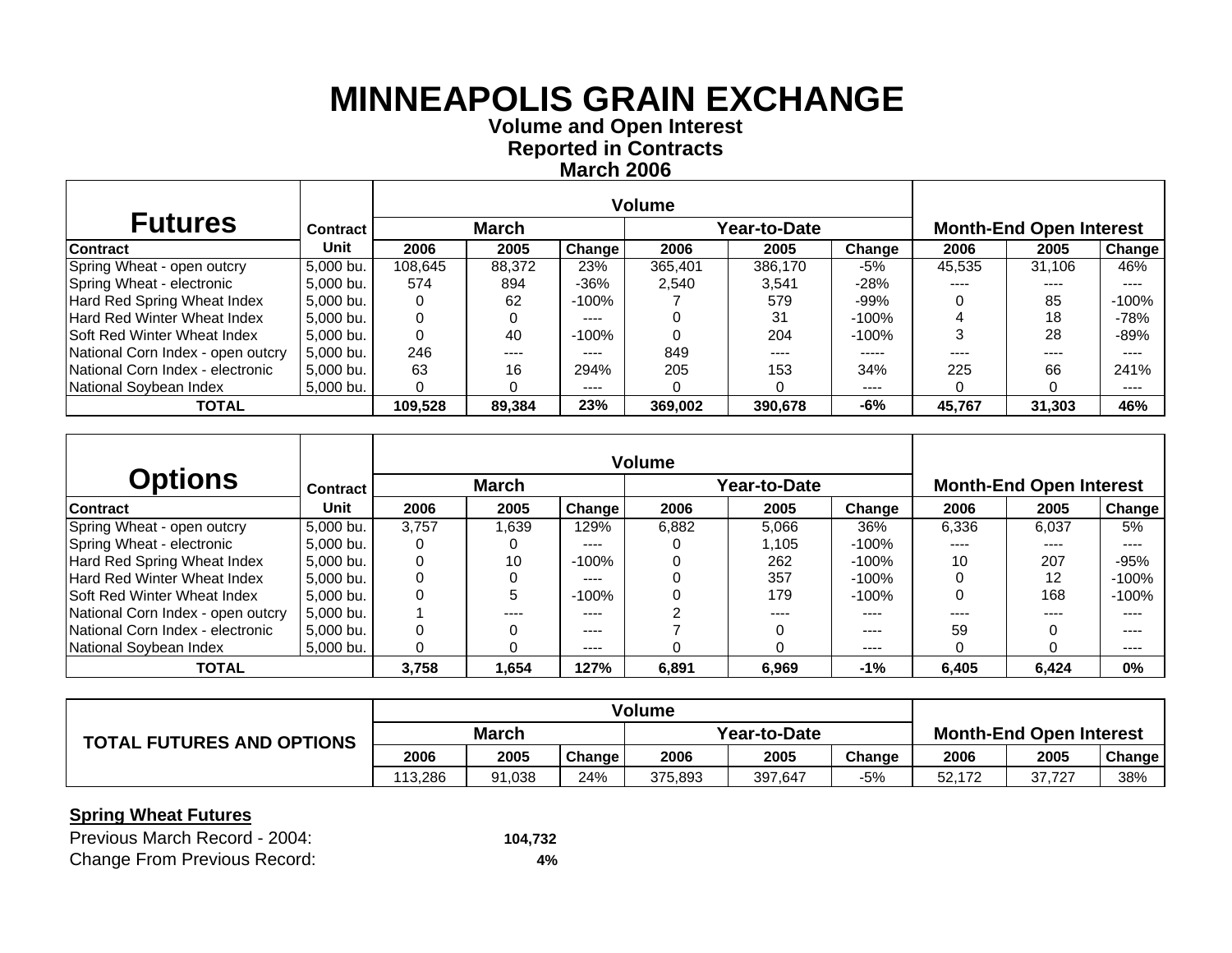# MINNEAPOLIS GRAIN EXCHANGE

**Volume and Open Interest**
**Reported in Contracts**
**March 2006**

| Futures | Contract | Volume | | | | | | Month-End Open Interest | | |
|---|---|---|---|---|---|---|---|---|---|---|
| | | March | | | Year-to-Date | | | | | |
| Contract | Unit | 2006 | 2005 | Change | 2006 | 2005 | Change | 2006 | 2005 | Change |
| Spring Wheat - open outcry | 5,000 bu. | 108,645 | 88,372 | 23% | 365,401 | 386,170 | -5% | 45,535 | 31,106 | 46% |
| Spring Wheat - electronic | 5,000 bu. | 574 | 894 | -36% | 2,540 | 3,541 | -28% | ---- | ---- | ---- |
| Hard Red Spring Wheat Index | 5,000 bu. | 0 | 62 | -100% | 7 | 579 | -99% | 0 | 85 | -100% |
| Hard Red Winter Wheat Index | 5,000 bu. | 0 | 0 | ---- | 0 | 31 | -100% | 4 | 18 | -78% |
| Soft Red Winter Wheat Index | 5,000 bu. | 0 | 40 | -100% | 0 | 204 | -100% | 3 | 28 | -89% |
| National Corn Index - open outcry | 5,000 bu. | 246 | ---- | ---- | 849 | ---- | ----- | ---- | ---- | ---- |
| National Corn Index - electronic | 5,000 bu. | 63 | 16 | 294% | 205 | 153 | 34% | 225 | 66 | 241% |
| National Soybean Index | 5,000 bu. | 0 | 0 | ---- | 0 | 0 | ---- | 0 | 0 | ---- |
| **TOTAL** | | **109,528** | **89,384** | **23%** | **369,002** | **390,678** | **-6%** | **45,767** | **31,303** | **46%** |

| Options | Contract | Volume | | | | | | Month-End Open Interest | | |
|---|---|---|---|---|---|---|---|---|---|---|
| | | March | | | Year-to-Date | | | | | |
| Contract | Unit | 2006 | 2005 | Change | 2006 | 2005 | Change | 2006 | 2005 | Change |
| Spring Wheat - open outcry | 5,000 bu. | 3,757 | 1,639 | 129% | 6,882 | 5,066 | 36% | 6,336 | 6,037 | 5% |
| Spring Wheat - electronic | 5,000 bu. | 0 | 0 | ---- | 0 | 1,105 | -100% | ---- | ---- | ---- |
| Hard Red Spring Wheat Index | 5,000 bu. | 0 | 10 | -100% | 0 | 262 | -100% | 10 | 207 | -95% |
| Hard Red Winter Wheat Index | 5,000 bu. | 0 | 0 | ---- | 0 | 357 | -100% | 0 | 12 | -100% |
| Soft Red Winter Wheat Index | 5,000 bu. | 0 | 5 | -100% | 0 | 179 | -100% | 0 | 168 | -100% |
| National Corn Index - open outcry | 5,000 bu. | 1 | ---- | ---- | 2 | ---- | ---- | ---- | ---- | ---- |
| National Corn Index - electronic | 5,000 bu. | 0 | 0 | ---- | 7 | 0 | ---- | 59 | 0 | ---- |
| National Soybean Index | 5,000 bu. | 0 | 0 | ---- | 0 | 0 | ---- | 0 | 0 | ---- |
| **TOTAL** | | **3,758** | **1,654** | **127%** | **6,891** | **6,969** | **-1%** | **6,405** | **6,424** | **0%** |

| TOTAL FUTURES AND OPTIONS | Volume | | | | | | Month-End Open Interest | | |
|---|---|---|---|---|---|---|---|---|---|
| | March | | | Year-to-Date | | | | | |
| | 2006 | 2005 | Change | 2006 | 2005 | Change | 2006 | 2005 | Change |
| | 113,286 | 91,038 | 24% | 375,893 | 397,647 | -5% | 52,172 | 37,727 | 38% |

**Spring Wheat Futures**

Previous March Record - 2004: **104,732**

Change From Previous Record: **4%**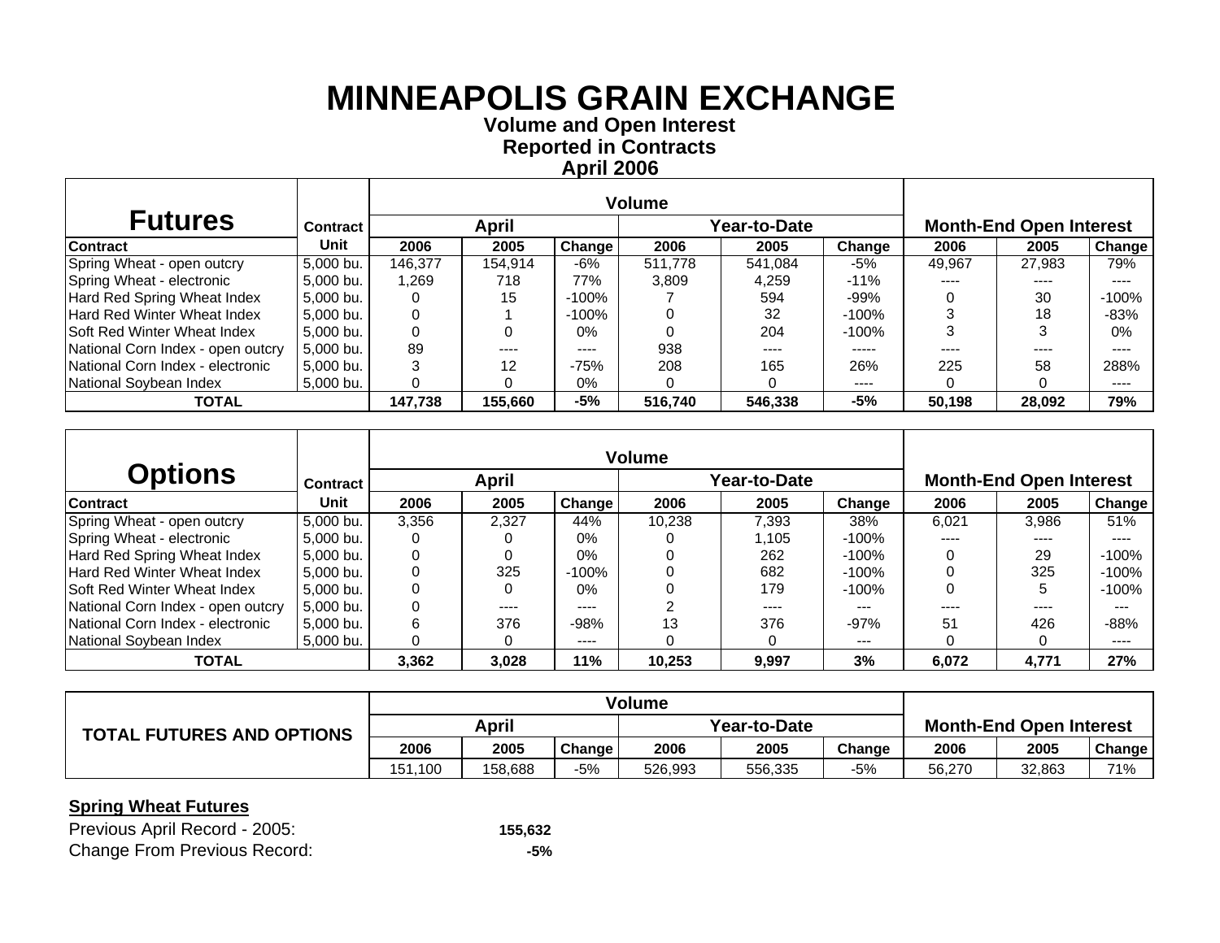# MINNEAPOLIS GRAIN EXCHANGE

**Volume and Open Interest**
**Reported in Contracts**
**April 2006**

| Futures | Contract | Volume | | | | | | Month-End Open Interest | | |
|---|---|---|---|---|---|---|---|---|---|---|
| | | April | | | Year-to-Date | | | | | |
| Contract | Unit | 2006 | 2005 | Change | 2006 | 2005 | Change | 2006 | 2005 | Change |
| Spring Wheat - open outcry | 5,000 bu. | 146,377 | 154,914 | -6% | 511,778 | 541,084 | -5% | 49,967 | 27,983 | 79% |
| Spring Wheat - electronic | 5,000 bu. | 1,269 | 718 | 77% | 3,809 | 4,259 | -11% | ---- | ---- | ---- |
| Hard Red Spring Wheat Index | 5,000 bu. | 0 | 15 | -100% | 7 | 594 | -99% | 0 | 30 | -100% |
| Hard Red Winter Wheat Index | 5,000 bu. | 0 | 1 | -100% | 0 | 32 | -100% | 3 | 18 | -83% |
| Soft Red Winter Wheat Index | 5,000 bu. | 0 | 0 | 0% | 0 | 204 | -100% | 3 | 3 | 0% |
| National Corn Index - open outcry | 5,000 bu. | 89 | ---- | ---- | 938 | ---- | ----- | ---- | ---- | ---- |
| National Corn Index - electronic | 5,000 bu. | 3 | 12 | -75% | 208 | 165 | 26% | 225 | 58 | 288% |
| National Soybean Index | 5,000 bu. | 0 | 0 | 0% | 0 | 0 | ---- | 0 | 0 | ---- |
| **TOTAL** | | **147,738** | **155,660** | **-5%** | **516,740** | **546,338** | **-5%** | **50,198** | **28,092** | **79%** |

| Options | Contract | Volume | | | | | | Month-End Open Interest | | |
|---|---|---|---|---|---|---|---|---|---|---|
| | | April | | | Year-to-Date | | | | | |
| Contract | Unit | 2006 | 2005 | Change | 2006 | 2005 | Change | 2006 | 2005 | Change |
| Spring Wheat - open outcry | 5,000 bu. | 3,356 | 2,327 | 44% | 10,238 | 7,393 | 38% | 6,021 | 3,986 | 51% |
| Spring Wheat - electronic | 5,000 bu. | 0 | 0 | 0% | 0 | 1,105 | -100% | ---- | ---- | ---- |
| Hard Red Spring Wheat Index | 5,000 bu. | 0 | 0 | 0% | 0 | 262 | -100% | 0 | 29 | -100% |
| Hard Red Winter Wheat Index | 5,000 bu. | 0 | 325 | -100% | 0 | 682 | -100% | 0 | 325 | -100% |
| Soft Red Winter Wheat Index | 5,000 bu. | 0 | 0 | 0% | 0 | 179 | -100% | 0 | 5 | -100% |
| National Corn Index - open outcry | 5,000 bu. | 0 | ---- | ---- | 2 | ---- | --- | ---- | ---- | --- |
| National Corn Index - electronic | 5,000 bu. | 6 | 376 | -98% | 13 | 376 | -97% | 51 | 426 | -88% |
| National Soybean Index | 5,000 bu. | 0 | 0 | ---- | 0 | 0 | --- | 0 | 0 | ---- |
| **TOTAL** | | **3,362** | **3,028** | **11%** | **10,253** | **9,997** | **3%** | **6,072** | **4,771** | **27%** |

| TOTAL FUTURES AND OPTIONS | Volume | | | | | | Month-End Open Interest | | |
|---|---|---|---|---|---|---|---|---|---|
| | April | | | Year-to-Date | | | | | |
| | 2006 | 2005 | Change | 2006 | 2005 | Change | 2006 | 2005 | Change |
| | 151,100 | 158,688 | -5% | 526,993 | 556,335 | -5% | 56,270 | 32,863 | 71% |

**Spring Wheat Futures**

Previous April Record - 2005: **155,632**

Change From Previous Record: **-5%**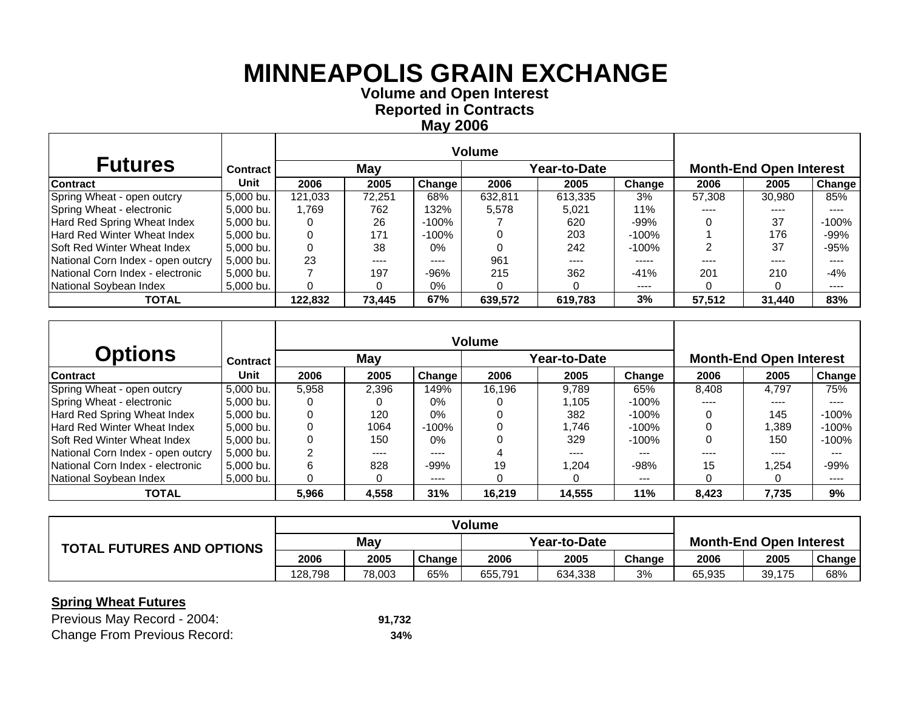# MINNEAPOLIS GRAIN EXCHANGE

**Volume and Open Interest**
**Reported in Contracts**
**May 2006**

| Futures | Contract | Volume | | | | | | Month-End Open Interest | | |
|---|---|---|---|---|---|---|---|---|---|---|
| | | May | | | Year-to-Date | | | | | |
| **Contract** | **Unit** | **2006** | **2005** | **Change** | **2006** | **2005** | **Change** | **2006** | **2005** | **Change** |
| Spring Wheat - open outcry | 5,000 bu. | 121,033 | 72,251 | 68% | 632,811 | 613,335 | 3% | 57,308 | 30,980 | 85% |
| Spring Wheat - electronic | 5,000 bu. | 1,769 | 762 | 132% | 5,578 | 5,021 | 11% | ---- | ---- | ---- |
| Hard Red Spring Wheat Index | 5,000 bu. | 0 | 26 | -100% | 7 | 620 | -99% | 0 | 37 | -100% |
| Hard Red Winter Wheat Index | 5,000 bu. | 0 | 171 | -100% | 0 | 203 | -100% | 1 | 176 | -99% |
| Soft Red Winter Wheat Index | 5,000 bu. | 0 | 38 | 0% | 0 | 242 | -100% | 2 | 37 | -95% |
| National Corn Index - open outcry | 5,000 bu. | 23 | ---- | ---- | 961 | ---- | ----- | ---- | ---- | ---- |
| National Corn Index - electronic | 5,000 bu. | 7 | 197 | -96% | 215 | 362 | -41% | 201 | 210 | -4% |
| National Soybean Index | 5,000 bu. | 0 | 0 | 0% | 0 | 0 | ---- | 0 | 0 | ---- |
| **TOTAL** | | **122,832** | **73,445** | **67%** | **639,572** | **619,783** | **3%** | **57,512** | **31,440** | **83%** |

| Options | Contract | Volume | | | | | | Month-End Open Interest | | |
|---|---|---|---|---|---|---|---|---|---|---|
| | | May | | | Year-to-Date | | | | | |
| **Contract** | **Unit** | **2006** | **2005** | **Change** | **2006** | **2005** | **Change** | **2006** | **2005** | **Change** |
| Spring Wheat - open outcry | 5,000 bu. | 5,958 | 2,396 | 149% | 16,196 | 9,789 | 65% | 8,408 | 4,797 | 75% |
| Spring Wheat - electronic | 5,000 bu. | 0 | 0 | 0% | 0 | 1,105 | -100% | ---- | ---- | ---- |
| Hard Red Spring Wheat Index | 5,000 bu. | 0 | 120 | 0% | 0 | 382 | -100% | 0 | 145 | -100% |
| Hard Red Winter Wheat Index | 5,000 bu. | 0 | 1064 | -100% | 0 | 1,746 | -100% | 0 | 1,389 | -100% |
| Soft Red Winter Wheat Index | 5,000 bu. | 0 | 150 | 0% | 0 | 329 | -100% | 0 | 150 | -100% |
| National Corn Index - open outcry | 5,000 bu. | 2 | ---- | ---- | 4 | ---- | --- | ---- | ---- | --- |
| National Corn Index - electronic | 5,000 bu. | 6 | 828 | -99% | 19 | 1,204 | -98% | 15 | 1,254 | -99% |
| National Soybean Index | 5,000 bu. | 0 | 0 | ---- | 0 | 0 | --- | 0 | 0 | ---- |
| **TOTAL** | | **5,966** | **4,558** | **31%** | **16,219** | **14,555** | **11%** | **8,423** | **7,735** | **9%** |

| TOTAL FUTURES AND OPTIONS | Volume | | | | | | Month-End Open Interest | | |
|---|---|---|---|---|---|---|---|---|---|
| | May | | | Year-to-Date | | | | | |
| | **2006** | **2005** | **Change** | **2006** | **2005** | **Change** | **2006** | **2005** | **Change** |
| | 128,798 | 78,003 | 65% | 655,791 | 634,338 | 3% | 65,935 | 39,175 | 68% |

**Spring Wheat Futures**

Previous May Record - 2004: **91,732**

Change From Previous Record: **34%**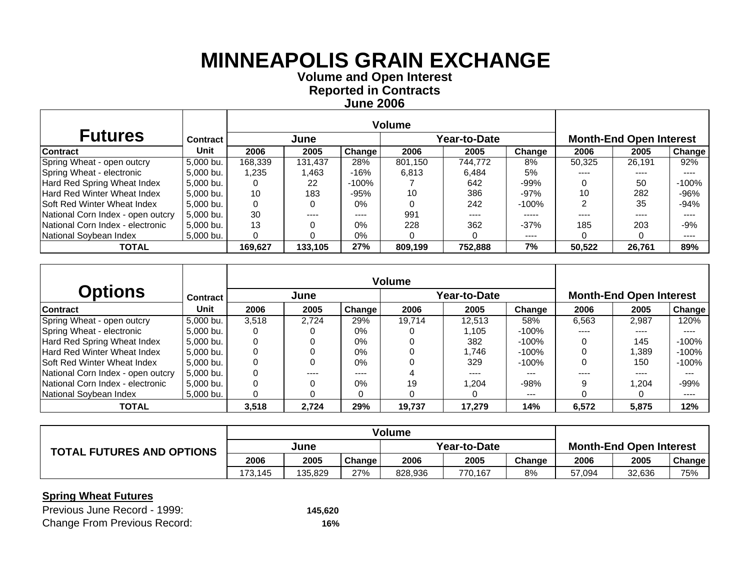# MINNEAPOLIS GRAIN EXCHANGE

**Volume and Open Interest**
**Reported in Contracts**
**June 2006**

| Futures | Contract | Volume | | | | | | Month-End Open Interest | | |
|---|---|---|---|---|---|---|---|---|---|---|
| | | June | | | Year-to-Date | | | | | |
| **Contract** | **Unit** | **2006** | **2005** | **Change** | **2006** | **2005** | **Change** | **2006** | **2005** | **Change** |
| Spring Wheat - open outcry | 5,000 bu. | 168,339 | 131,437 | 28% | 801,150 | 744,772 | 8% | 50,325 | 26,191 | 92% |
| Spring Wheat - electronic | 5,000 bu. | 1,235 | 1,463 | -16% | 6,813 | 6,484 | 5% | ---- | ---- | ---- |
| Hard Red Spring Wheat Index | 5,000 bu. | 0 | 22 | -100% | 7 | 642 | -99% | 0 | 50 | -100% |
| Hard Red Winter Wheat Index | 5,000 bu. | 10 | 183 | -95% | 10 | 386 | -97% | 10 | 282 | -96% |
| Soft Red Winter Wheat Index | 5,000 bu. | 0 | 0 | 0% | 0 | 242 | -100% | 2 | 35 | -94% |
| National Corn Index - open outcry | 5,000 bu. | 30 | ---- | ---- | 991 | ---- | ----- | ---- | ---- | ---- |
| National Corn Index - electronic | 5,000 bu. | 13 | 0 | 0% | 228 | 362 | -37% | 185 | 203 | -9% |
| National Soybean Index | 5,000 bu. | 0 | 0 | 0% | 0 | 0 | ---- | 0 | 0 | ---- |
| **TOTAL** | | **169,627** | **133,105** | **27%** | **809,199** | **752,888** | **7%** | **50,522** | **26,761** | **89%** |

| Options | Contract | Volume | | | | | | Month-End Open Interest | | |
|---|---|---|---|---|---|---|---|---|---|---|
| | | June | | | Year-to-Date | | | | | |
| **Contract** | **Unit** | **2006** | **2005** | **Change** | **2006** | **2005** | **Change** | **2006** | **2005** | **Change** |
| Spring Wheat - open outcry | 5,000 bu. | 3,518 | 2,724 | 29% | 19,714 | 12,513 | 58% | 6,563 | 2,987 | 120% |
| Spring Wheat - electronic | 5,000 bu. | 0 | 0 | 0% | 0 | 1,105 | -100% | ---- | ---- | ---- |
| Hard Red Spring Wheat Index | 5,000 bu. | 0 | 0 | 0% | 0 | 382 | -100% | 0 | 145 | -100% |
| Hard Red Winter Wheat Index | 5,000 bu. | 0 | 0 | 0% | 0 | 1,746 | -100% | 0 | 1,389 | -100% |
| Soft Red Winter Wheat Index | 5,000 bu. | 0 | 0 | 0% | 0 | 329 | -100% | 0 | 150 | -100% |
| National Corn Index - open outcry | 5,000 bu. | 0 | ---- | ---- | 4 | ---- | --- | ---- | ---- | --- |
| National Corn Index - electronic | 5,000 bu. | 0 | 0 | 0% | 19 | 1,204 | -98% | 9 | 1,204 | -99% |
| National Soybean Index | 5,000 bu. | 0 | 0 | 0 | 0 | 0 | --- | 0 | 0 | ---- |
| **TOTAL** | | **3,518** | **2,724** | **29%** | **19,737** | **17,279** | **14%** | **6,572** | **5,875** | **12%** |

| TOTAL FUTURES AND OPTIONS | Volume | | | | | | Month-End Open Interest | | |
|---|---|---|---|---|---|---|---|---|---|
| | June | | | Year-to-Date | | | | | |
| | **2006** | **2005** | **Change** | **2006** | **2005** | **Change** | **2006** | **2005** | **Change** |
| | 173,145 | 135,829 | 27% | 828,936 | 770,167 | 8% | 57,094 | 32,636 | 75% |

**Spring Wheat Futures**

Previous June Record - 1999: **145,620**

Change From Previous Record: **16%**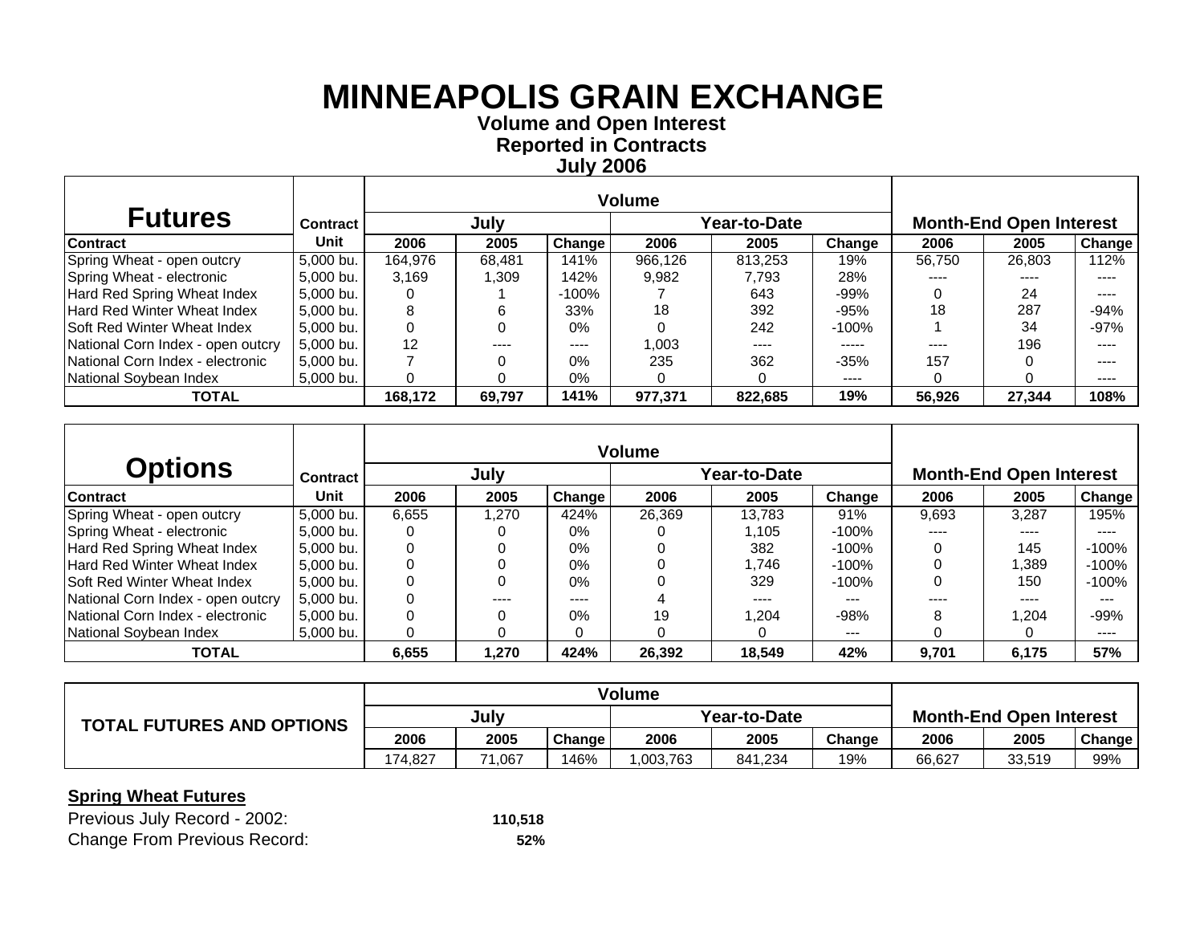# MINNEAPOLIS GRAIN EXCHANGE

**Volume and Open Interest**
**Reported in Contracts**
**July 2006**

| Futures | Contract | Volume | | | | | | Month-End Open Interest | | |
|---|---|---|---|---|---|---|---|---|---|---|
| | | July | | | Year-to-Date | | | | | |
| Contract | Unit | 2006 | 2005 | Change | 2006 | 2005 | Change | 2006 | 2005 | Change |
| Spring Wheat - open outcry | 5,000 bu. | 164,976 | 68,481 | 141% | 966,126 | 813,253 | 19% | 56,750 | 26,803 | 112% |
| Spring Wheat - electronic | 5,000 bu. | 3,169 | 1,309 | 142% | 9,982 | 7,793 | 28% | ---- | ---- | ---- |
| Hard Red Spring Wheat Index | 5,000 bu. | 0 | 1 | -100% | 7 | 643 | -99% | 0 | 24 | ---- |
| Hard Red Winter Wheat Index | 5,000 bu. | 8 | 6 | 33% | 18 | 392 | -95% | 18 | 287 | -94% |
| Soft Red Winter Wheat Index | 5,000 bu. | 0 | 0 | 0% | 0 | 242 | -100% | 1 | 34 | -97% |
| National Corn Index - open outcry | 5,000 bu. | 12 | ---- | ---- | 1,003 | ---- | ----- | ---- | 196 | ---- |
| National Corn Index - electronic | 5,000 bu. | 7 | 0 | 0% | 235 | 362 | -35% | 157 | 0 | ---- |
| National Soybean Index | 5,000 bu. | 0 | 0 | 0% | 0 | 0 | ---- | 0 | 0 | ---- |
| **TOTAL** | | **168,172** | **69,797** | **141%** | **977,371** | **822,685** | **19%** | **56,926** | **27,344** | **108%** |

| Options | Contract | Volume | | | | | | Month-End Open Interest | | |
|---|---|---|---|---|---|---|---|---|---|---|
| | | July | | | Year-to-Date | | | | | |
| Contract | Unit | 2006 | 2005 | Change | 2006 | 2005 | Change | 2006 | 2005 | Change |
| Spring Wheat - open outcry | 5,000 bu. | 6,655 | 1,270 | 424% | 26,369 | 13,783 | 91% | 9,693 | 3,287 | 195% |
| Spring Wheat - electronic | 5,000 bu. | 0 | 0 | 0% | 0 | 1,105 | -100% | ---- | ---- | ---- |
| Hard Red Spring Wheat Index | 5,000 bu. | 0 | 0 | 0% | 0 | 382 | -100% | 0 | 145 | -100% |
| Hard Red Winter Wheat Index | 5,000 bu. | 0 | 0 | 0% | 0 | 1,746 | -100% | 0 | 1,389 | -100% |
| Soft Red Winter Wheat Index | 5,000 bu. | 0 | 0 | 0% | 0 | 329 | -100% | 0 | 150 | -100% |
| National Corn Index - open outcry | 5,000 bu. | 0 | ---- | ---- | 4 | ---- | --- | ---- | ---- | --- |
| National Corn Index - electronic | 5,000 bu. | 0 | 0 | 0% | 19 | 1,204 | -98% | 8 | 1,204 | -99% |
| National Soybean Index | 5,000 bu. | 0 | 0 | 0 | 0 | 0 | --- | 0 | 0 | ---- |
| **TOTAL** | | **6,655** | **1,270** | **424%** | **26,392** | **18,549** | **42%** | **9,701** | **6,175** | **57%** |

| TOTAL FUTURES AND OPTIONS | Volume | | | | | | Month-End Open Interest | | |
|---|---|---|---|---|---|---|---|---|---|
| | July | | | Year-to-Date | | | | | |
| | 2006 | 2005 | Change | 2006 | 2005 | Change | 2006 | 2005 | Change |
| | 174,827 | 71,067 | 146% | 1,003,763 | 841,234 | 19% | 66,627 | 33,519 | 99% |

**Spring Wheat Futures**

Previous July Record - 2002: **110,518**

Change From Previous Record: **52%**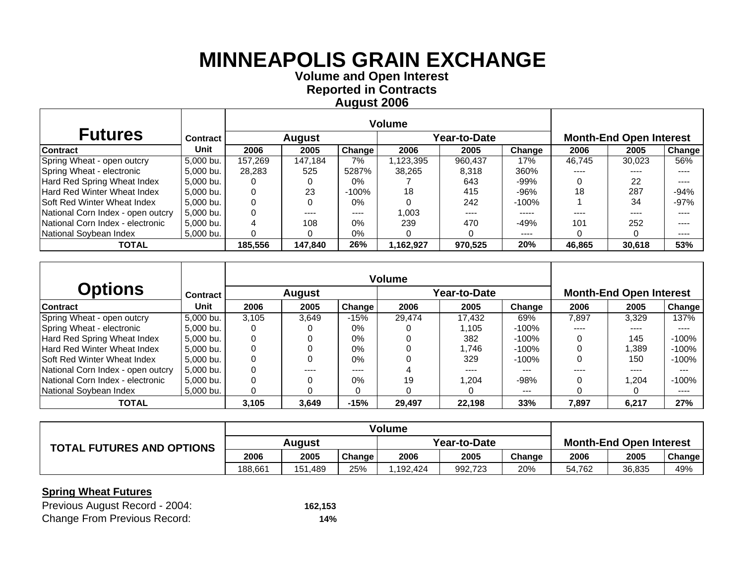# MINNEAPOLIS GRAIN EXCHANGE

**Volume and Open Interest**
**Reported in Contracts**
**August 2006**

| Futures | Contract | Volume | | | | | | Month-End Open Interest | | |
|---|---|---|---|---|---|---|---|---|---|---|
| | | August | | | Year-to-Date | | | | | |
| Contract | Unit | 2006 | 2005 | Change | 2006 | 2005 | Change | 2006 | 2005 | Change |
| Spring Wheat - open outcry | 5,000 bu. | 157,269 | 147,184 | 7% | 1,123,395 | 960,437 | 17% | 46,745 | 30,023 | 56% |
| Spring Wheat - electronic | 5,000 bu. | 28,283 | 525 | 5287% | 38,265 | 8,318 | 360% | ---- | ---- | ---- |
| Hard Red Spring Wheat Index | 5,000 bu. | 0 | 0 | 0% | 7 | 643 | -99% | 0 | 22 | ---- |
| Hard Red Winter Wheat Index | 5,000 bu. | 0 | 23 | -100% | 18 | 415 | -96% | 18 | 287 | -94% |
| Soft Red Winter Wheat Index | 5,000 bu. | 0 | 0 | 0% | 0 | 242 | -100% | 1 | 34 | -97% |
| National Corn Index - open outcry | 5,000 bu. | 0 | ---- | ---- | 1,003 | ---- | ----- | ---- | ---- | ---- |
| National Corn Index - electronic | 5,000 bu. | 4 | 108 | 0% | 239 | 470 | -49% | 101 | 252 | ---- |
| National Soybean Index | 5,000 bu. | 0 | 0 | 0% | 0 | 0 | ---- | 0 | 0 | ---- |
| **TOTAL** | | **185,556** | **147,840** | **26%** | **1,162,927** | **970,525** | **20%** | **46,865** | **30,618** | **53%** |

| Options | Contract | Volume | | | | | | Month-End Open Interest | | |
|---|---|---|---|---|---|---|---|---|---|---|
| | | August | | | Year-to-Date | | | | | |
| Contract | Unit | 2006 | 2005 | Change | 2006 | 2005 | Change | 2006 | 2005 | Change |
| Spring Wheat - open outcry | 5,000 bu. | 3,105 | 3,649 | -15% | 29,474 | 17,432 | 69% | 7,897 | 3,329 | 137% |
| Spring Wheat - electronic | 5,000 bu. | 0 | 0 | 0% | 0 | 1,105 | -100% | ---- | ---- | ---- |
| Hard Red Spring Wheat Index | 5,000 bu. | 0 | 0 | 0% | 0 | 382 | -100% | 0 | 145 | -100% |
| Hard Red Winter Wheat Index | 5,000 bu. | 0 | 0 | 0% | 0 | 1,746 | -100% | 0 | 1,389 | -100% |
| Soft Red Winter Wheat Index | 5,000 bu. | 0 | 0 | 0% | 0 | 329 | -100% | 0 | 150 | -100% |
| National Corn Index - open outcry | 5,000 bu. | 0 | ---- | ---- | 4 | ---- | --- | ---- | ---- | --- |
| National Corn Index - electronic | 5,000 bu. | 0 | 0 | 0% | 19 | 1,204 | -98% | 0 | 1,204 | -100% |
| National Soybean Index | 5,000 bu. | 0 | 0 | 0 | 0 | 0 | --- | 0 | 0 | ---- |
| **TOTAL** | | **3,105** | **3,649** | **-15%** | **29,497** | **22,198** | **33%** | **7,897** | **6,217** | **27%** |

| TOTAL FUTURES AND OPTIONS | Volume | | | | | | Month-End Open Interest | | |
|---|---|---|---|---|---|---|---|---|---|
| | August | | | Year-to-Date | | | | | |
| | 2006 | 2005 | Change | 2006 | 2005 | Change | 2006 | 2005 | Change |
| | 188,661 | 151,489 | 25% | 1,192,424 | 992,723 | 20% | 54,762 | 36,835 | 49% |

**Spring Wheat Futures**

Previous August Record - 2004: **162,153**

Change From Previous Record: **14%**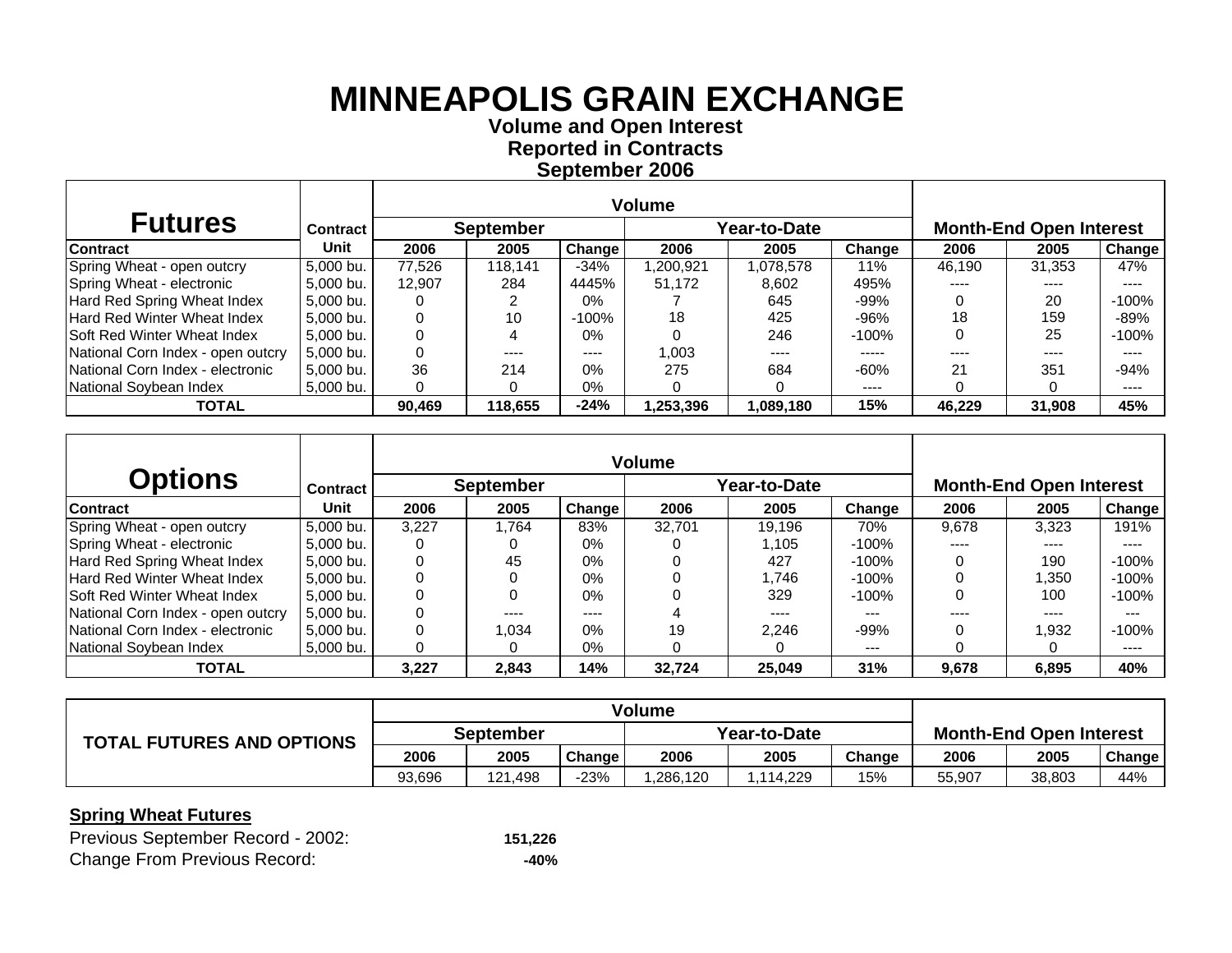# MINNEAPOLIS GRAIN EXCHANGE

**Volume and Open Interest**
**Reported in Contracts**
**September 2006**

| Futures | Contract | Volume | | | | | | Month-End Open Interest | | |
|---|---|---|---|---|---|---|---|---|---|---|
| | | September | | | Year-to-Date | | | | | |
| Contract | Unit | 2006 | 2005 | Change | 2006 | 2005 | Change | 2006 | 2005 | Change |
| Spring Wheat - open outcry | 5,000 bu. | 77,526 | 118,141 | -34% | 1,200,921 | 1,078,578 | 11% | 46,190 | 31,353 | 47% |
| Spring Wheat - electronic | 5,000 bu. | 12,907 | 284 | 4445% | 51,172 | 8,602 | 495% | ---- | ---- | ---- |
| Hard Red Spring Wheat Index | 5,000 bu. | 0 | 2 | 0% | 7 | 645 | -99% | 0 | 20 | -100% |
| Hard Red Winter Wheat Index | 5,000 bu. | 0 | 10 | -100% | 18 | 425 | -96% | 18 | 159 | -89% |
| Soft Red Winter Wheat Index | 5,000 bu. | 0 | 4 | 0% | 0 | 246 | -100% | 0 | 25 | -100% |
| National Corn Index - open outcry | 5,000 bu. | 0 | ---- | ---- | 1,003 | ---- | ----- | ---- | ---- | ---- |
| National Corn Index - electronic | 5,000 bu. | 36 | 214 | 0% | 275 | 684 | -60% | 21 | 351 | -94% |
| National Soybean Index | 5,000 bu. | 0 | 0 | 0% | 0 | 0 | ---- | 0 | 0 | ---- |
| **TOTAL** | | **90,469** | **118,655** | **-24%** | **1,253,396** | **1,089,180** | **15%** | **46,229** | **31,908** | **45%** |

| Options | Contract | Volume | | | | | | Month-End Open Interest | | |
|---|---|---|---|---|---|---|---|---|---|---|
| | | September | | | Year-to-Date | | | | | |
| Contract | Unit | 2006 | 2005 | Change | 2006 | 2005 | Change | 2006 | 2005 | Change |
| Spring Wheat - open outcry | 5,000 bu. | 3,227 | 1,764 | 83% | 32,701 | 19,196 | 70% | 9,678 | 3,323 | 191% |
| Spring Wheat - electronic | 5,000 bu. | 0 | 0 | 0% | 0 | 1,105 | -100% | ---- | ---- | ---- |
| Hard Red Spring Wheat Index | 5,000 bu. | 0 | 45 | 0% | 0 | 427 | -100% | 0 | 190 | -100% |
| Hard Red Winter Wheat Index | 5,000 bu. | 0 | 0 | 0% | 0 | 1,746 | -100% | 0 | 1,350 | -100% |
| Soft Red Winter Wheat Index | 5,000 bu. | 0 | 0 | 0% | 0 | 329 | -100% | 0 | 100 | -100% |
| National Corn Index - open outcry | 5,000 bu. | 0 | ---- | ---- | 4 | ---- | --- | ---- | ---- | --- |
| National Corn Index - electronic | 5,000 bu. | 0 | 1,034 | 0% | 19 | 2,246 | -99% | 0 | 1,932 | -100% |
| National Soybean Index | 5,000 bu. | 0 | 0 | 0% | 0 | 0 | --- | 0 | 0 | ---- |
| **TOTAL** | | **3,227** | **2,843** | **14%** | **32,724** | **25,049** | **31%** | **9,678** | **6,895** | **40%** |

| TOTAL FUTURES AND OPTIONS | Volume | | | | | | Month-End Open Interest | | |
|---|---|---|---|---|---|---|---|---|---|
| | September | | | Year-to-Date | | | | | |
| | 2006 | 2005 | Change | 2006 | 2005 | Change | 2006 | 2005 | Change |
| | 93,696 | 121,498 | -23% | 1,286,120 | 1,114,229 | 15% | 55,907 | 38,803 | 44% |

**Spring Wheat Futures**

Previous September Record - 2002: **151,226**

Change From Previous Record: **-40%**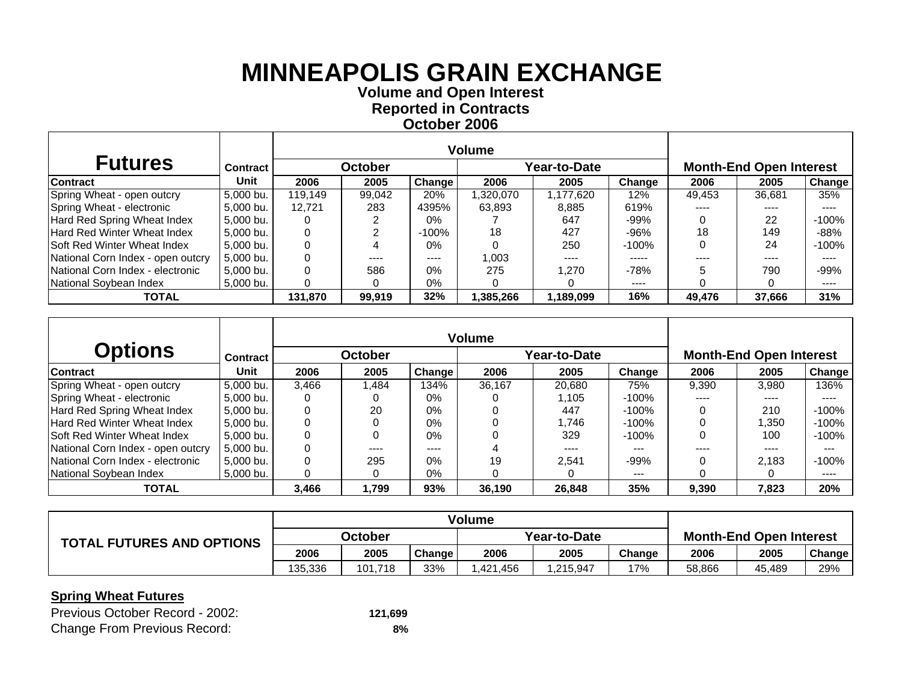# MINNEAPOLIS GRAIN EXCHANGE

**Volume and Open Interest**
**Reported in Contracts**
**October 2006**

| Futures | Contract | Volume | | | | | | Month-End Open Interest | | |
|---|---|---|---|---|---|---|---|---|---|---|
| | | October | | | Year-to-Date | | | | | |
| Contract | Unit | 2006 | 2005 | Change | 2006 | 2005 | Change | 2006 | 2005 | Change |
| Spring Wheat - open outcry | 5,000 bu. | 119,149 | 99,042 | 20% | 1,320,070 | 1,177,620 | 12% | 49,453 | 36,681 | 35% |
| Spring Wheat - electronic | 5,000 bu. | 12,721 | 283 | 4395% | 63,893 | 8,885 | 619% | ---- | ---- | ---- |
| Hard Red Spring Wheat Index | 5,000 bu. | 0 | 2 | 0% | 7 | 647 | -99% | 0 | 22 | -100% |
| Hard Red Winter Wheat Index | 5,000 bu. | 0 | 2 | -100% | 18 | 427 | -96% | 18 | 149 | -88% |
| Soft Red Winter Wheat Index | 5,000 bu. | 0 | 4 | 0% | 0 | 250 | -100% | 0 | 24 | -100% |
| National Corn Index - open outcry | 5,000 bu. | 0 | ---- | ---- | 1,003 | ---- | ----- | ---- | ---- | ---- |
| National Corn Index - electronic | 5,000 bu. | 0 | 586 | 0% | 275 | 1,270 | -78% | 5 | 790 | -99% |
| National Soybean Index | 5,000 bu. | 0 | 0 | 0% | 0 | 0 | ---- | 0 | 0 | ---- |
| **TOTAL** | | **131,870** | **99,919** | **32%** | **1,385,266** | **1,189,099** | **16%** | **49,476** | **37,666** | **31%** |

| Options | Contract | Volume | | | | | | Month-End Open Interest | | |
|---|---|---|---|---|---|---|---|---|---|---|
| | | October | | | Year-to-Date | | | | | |
| Contract | Unit | 2006 | 2005 | Change | 2006 | 2005 | Change | 2006 | 2005 | Change |
| Spring Wheat - open outcry | 5,000 bu. | 3,466 | 1,484 | 134% | 36,167 | 20,680 | 75% | 9,390 | 3,980 | 136% |
| Spring Wheat - electronic | 5,000 bu. | 0 | 0 | 0% | 0 | 1,105 | -100% | ---- | ---- | ---- |
| Hard Red Spring Wheat Index | 5,000 bu. | 0 | 20 | 0% | 0 | 447 | -100% | 0 | 210 | -100% |
| Hard Red Winter Wheat Index | 5,000 bu. | 0 | 0 | 0% | 0 | 1,746 | -100% | 0 | 1,350 | -100% |
| Soft Red Winter Wheat Index | 5,000 bu. | 0 | 0 | 0% | 0 | 329 | -100% | 0 | 100 | -100% |
| National Corn Index - open outcry | 5,000 bu. | 0 | ---- | ---- | 4 | ---- | --- | ---- | ---- | --- |
| National Corn Index - electronic | 5,000 bu. | 0 | 295 | 0% | 19 | 2,541 | -99% | 0 | 2,183 | -100% |
| National Soybean Index | 5,000 bu. | 0 | 0 | 0% | 0 | 0 | --- | 0 | 0 | ---- |
| **TOTAL** | | **3,466** | **1,799** | **93%** | **36,190** | **26,848** | **35%** | **9,390** | **7,823** | **20%** |

| TOTAL FUTURES AND OPTIONS | Volume | | | | | | Month-End Open Interest | | |
|---|---|---|---|---|---|---|---|---|---|
| | October | | | Year-to-Date | | | | | |
| | 2006 | 2005 | Change | 2006 | 2005 | Change | 2006 | 2005 | Change |
| | 135,336 | 101,718 | 33% | 1,421,456 | 1,215,947 | 17% | 58,866 | 45,489 | 29% |

**Spring Wheat Futures**

Previous October Record - 2002: **121,699**

Change From Previous Record: **8%**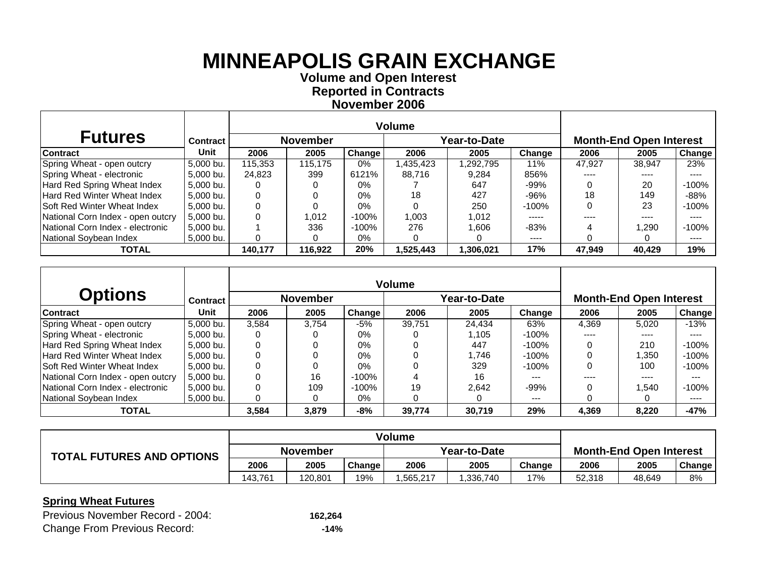# MINNEAPOLIS GRAIN EXCHANGE

**Volume and Open Interest**
**Reported in Contracts**
**November 2006**

| Futures | Contract | Volume | | | | | | Month-End Open Interest | | |
|---|---|---|---|---|---|---|---|---|---|---|
| | | November | | | Year-to-Date | | | | | |
| Contract | Unit | 2006 | 2005 | Change | 2006 | 2005 | Change | 2006 | 2005 | Change |
| Spring Wheat - open outcry | 5,000 bu. | 115,353 | 115,175 | 0% | 1,435,423 | 1,292,795 | 11% | 47,927 | 38,947 | 23% |
| Spring Wheat - electronic | 5,000 bu. | 24,823 | 399 | 6121% | 88,716 | 9,284 | 856% | ---- | ---- | ---- |
| Hard Red Spring Wheat Index | 5,000 bu. | 0 | 0 | 0% | 7 | 647 | -99% | 0 | 20 | -100% |
| Hard Red Winter Wheat Index | 5,000 bu. | 0 | 0 | 0% | 18 | 427 | -96% | 18 | 149 | -88% |
| Soft Red Winter Wheat Index | 5,000 bu. | 0 | 0 | 0% | 0 | 250 | -100% | 0 | 23 | -100% |
| National Corn Index - open outcry | 5,000 bu. | 0 | 1,012 | -100% | 1,003 | 1,012 | ----- | ---- | ---- | ---- |
| National Corn Index - electronic | 5,000 bu. | 1 | 336 | -100% | 276 | 1,606 | -83% | 4 | 1,290 | -100% |
| National Soybean Index | 5,000 bu. | 0 | 0 | 0% | 0 | 0 | ---- | 0 | 0 | ---- |
| **TOTAL** | | **140,177** | **116,922** | **20%** | **1,525,443** | **1,306,021** | **17%** | **47,949** | **40,429** | **19%** |

| Options | Contract | Volume | | | | | | Month-End Open Interest | | |
|---|---|---|---|---|---|---|---|---|---|---|
| | | November | | | Year-to-Date | | | | | |
| Contract | Unit | 2006 | 2005 | Change | 2006 | 2005 | Change | 2006 | 2005 | Change |
| Spring Wheat - open outcry | 5,000 bu. | 3,584 | 3,754 | -5% | 39,751 | 24,434 | 63% | 4,369 | 5,020 | -13% |
| Spring Wheat - electronic | 5,000 bu. | 0 | 0 | 0% | 0 | 1,105 | -100% | ---- | ---- | ---- |
| Hard Red Spring Wheat Index | 5,000 bu. | 0 | 0 | 0% | 0 | 447 | -100% | 0 | 210 | -100% |
| Hard Red Winter Wheat Index | 5,000 bu. | 0 | 0 | 0% | 0 | 1,746 | -100% | 0 | 1,350 | -100% |
| Soft Red Winter Wheat Index | 5,000 bu. | 0 | 0 | 0% | 0 | 329 | -100% | 0 | 100 | -100% |
| National Corn Index - open outcry | 5,000 bu. | 0 | 16 | -100% | 4 | 16 | --- | ---- | ---- | --- |
| National Corn Index - electronic | 5,000 bu. | 0 | 109 | -100% | 19 | 2,642 | -99% | 0 | 1,540 | -100% |
| National Soybean Index | 5,000 bu. | 0 | 0 | 0% | 0 | 0 | --- | 0 | 0 | ---- |
| **TOTAL** | | **3,584** | **3,879** | **-8%** | **39,774** | **30,719** | **29%** | **4,369** | **8,220** | **-47%** |

| TOTAL FUTURES AND OPTIONS | Volume | | | | | | Month-End Open Interest | | |
|---|---|---|---|---|---|---|---|---|---|
| | November | | | Year-to-Date | | | | | |
| | 2006 | 2005 | Change | 2006 | 2005 | Change | 2006 | 2005 | Change |
| | 143,761 | 120,801 | 19% | 1,565,217 | 1,336,740 | 17% | 52,318 | 48,649 | 8% |

**Spring Wheat Futures**

Previous November Record - 2004: **162,264**

Change From Previous Record: **-14%**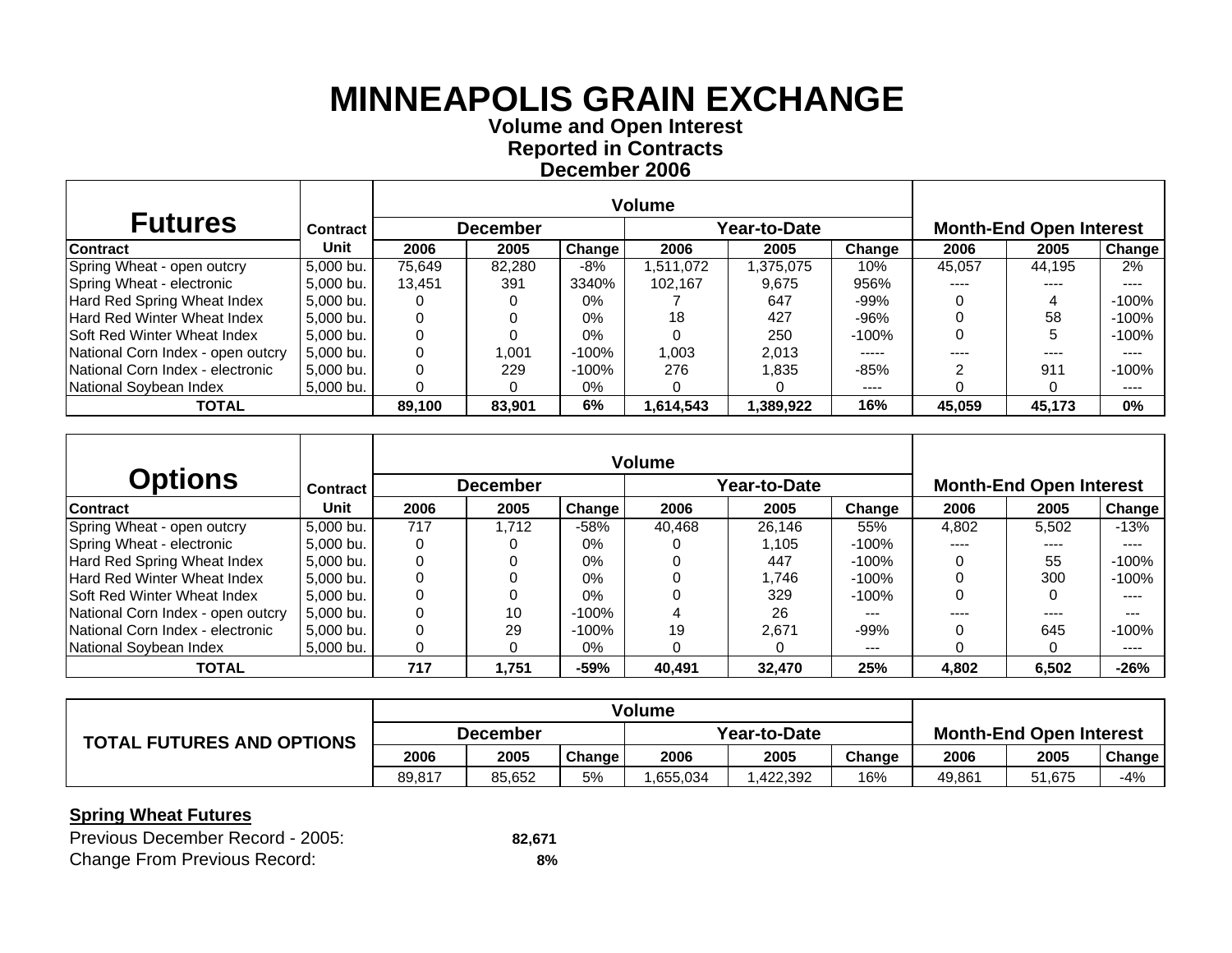# MINNEAPOLIS GRAIN EXCHANGE

**Volume and Open Interest**
**Reported in Contracts**
**December 2006**

| **Futures** | Contract | Volume | | | | | | Month-End Open Interest | | |
|---|---|---|---|---|---|---|---|---|---|---|
| | | December | | | Year-to-Date | | | | | |
| **Contract** | **Unit** | **2006** | **2005** | **Change** | **2006** | **2005** | **Change** | **2006** | **2005** | **Change** |
| Spring Wheat - open outcry | 5,000 bu. | 75,649 | 82,280 | -8% | 1,511,072 | 1,375,075 | 10% | 45,057 | 44,195 | 2% |
| Spring Wheat - electronic | 5,000 bu. | 13,451 | 391 | 3340% | 102,167 | 9,675 | 956% | ---- | ---- | ---- |
| Hard Red Spring Wheat Index | 5,000 bu. | 0 | 0 | 0% | 7 | 647 | -99% | 0 | 4 | -100% |
| Hard Red Winter Wheat Index | 5,000 bu. | 0 | 0 | 0% | 18 | 427 | -96% | 0 | 58 | -100% |
| Soft Red Winter Wheat Index | 5,000 bu. | 0 | 0 | 0% | 0 | 250 | -100% | 0 | 5 | -100% |
| National Corn Index - open outcry | 5,000 bu. | 0 | 1,001 | -100% | 1,003 | 2,013 | ----- | ---- | ---- | ---- |
| National Corn Index - electronic | 5,000 bu. | 0 | 229 | -100% | 276 | 1,835 | -85% | 2 | 911 | -100% |
| National Soybean Index | 5,000 bu. | 0 | 0 | 0% | 0 | 0 | ---- | 0 | 0 | ---- |
| **TOTAL** | | **89,100** | **83,901** | **6%** | **1,614,543** | **1,389,922** | **16%** | **45,059** | **45,173** | **0%** |

| **Options** | Contract | Volume | | | | | | Month-End Open Interest | | |
|---|---|---|---|---|---|---|---|---|---|---|
| | | December | | | Year-to-Date | | | | | |
| **Contract** | **Unit** | **2006** | **2005** | **Change** | **2006** | **2005** | **Change** | **2006** | **2005** | **Change** |
| Spring Wheat - open outcry | 5,000 bu. | 717 | 1,712 | -58% | 40,468 | 26,146 | 55% | 4,802 | 5,502 | -13% |
| Spring Wheat - electronic | 5,000 bu. | 0 | 0 | 0% | 0 | 1,105 | -100% | ---- | ---- | ---- |
| Hard Red Spring Wheat Index | 5,000 bu. | 0 | 0 | 0% | 0 | 447 | -100% | 0 | 55 | -100% |
| Hard Red Winter Wheat Index | 5,000 bu. | 0 | 0 | 0% | 0 | 1,746 | -100% | 0 | 300 | -100% |
| Soft Red Winter Wheat Index | 5,000 bu. | 0 | 0 | 0% | 0 | 329 | -100% | 0 | 0 | ---- |
| National Corn Index - open outcry | 5,000 bu. | 0 | 10 | -100% | 4 | 26 | --- | ---- | ---- | --- |
| National Corn Index - electronic | 5,000 bu. | 0 | 29 | -100% | 19 | 2,671 | -99% | 0 | 645 | -100% |
| National Soybean Index | 5,000 bu. | 0 | 0 | 0% | 0 | 0 | --- | 0 | 0 | ---- |
| **TOTAL** | | **717** | **1,751** | **-59%** | **40,491** | **32,470** | **25%** | **4,802** | **6,502** | **-26%** |

| **TOTAL FUTURES AND OPTIONS** | Volume | | | | | | Month-End Open Interest | | |
|---|---|---|---|---|---|---|---|---|---|
| | December | | | Year-to-Date | | | | | |
| | **2006** | **2005** | **Change** | **2006** | **2005** | **Change** | **2006** | **2005** | **Change** |
| | 89,817 | 85,652 | 5% | 1,655,034 | 1,422,392 | 16% | 49,861 | 51,675 | -4% |

**Spring Wheat Futures**

Previous December Record - 2005: **82,671**

Change From Previous Record: **8%**